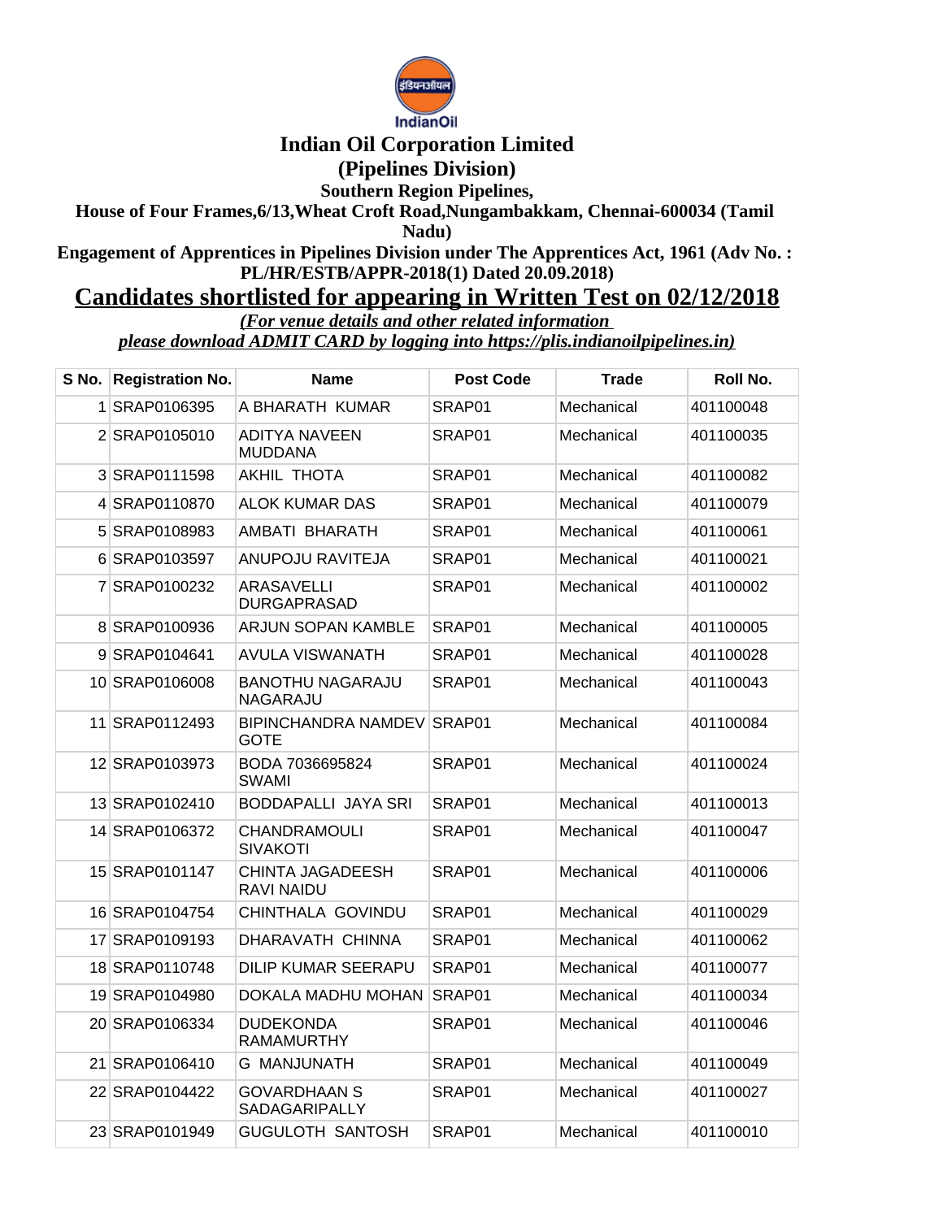# Indian Oil Corporation Limited

## (Pipelines Division)

**Southern Region Pipelines,**

**House of Four Frames,6/13,Wheat Croft Road,Nungambakkam, Chennai-600034 (Tamil Nadu)**

**Engagement of Apprentices in Pipelines Division under The Apprentices Act, 1961 (Adv No. : PL/HR/ESTB/APPR-2018(1) Dated 20.09.2018)**

## Candidates shortlisted for appearing in Written Test on 02/12/2018

*(For venue details and other related information please download ADMIT CARD by logging into https://plis.indianoilpipelines.in)*

| S No. | Registration No. | Name | Post Code | Trade | Roll No. |
|---|---|---|---|---|---|
| 1 | SRAP0106395 | A BHARATH KUMAR | SRAP01 | Mechanical | 401100048 |
| 2 | SRAP0105010 | ADITYA NAVEEN MUDDANA | SRAP01 | Mechanical | 401100035 |
| 3 | SRAP0111598 | AKHIL THOTA | SRAP01 | Mechanical | 401100082 |
| 4 | SRAP0110870 | ALOK KUMAR DAS | SRAP01 | Mechanical | 401100079 |
| 5 | SRAP0108983 | AMBATI BHARATH | SRAP01 | Mechanical | 401100061 |
| 6 | SRAP0103597 | ANUPOJU RAVITEJA | SRAP01 | Mechanical | 401100021 |
| 7 | SRAP0100232 | ARASAVELLI DURGAPRASAD | SRAP01 | Mechanical | 401100002 |
| 8 | SRAP0100936 | ARJUN SOPAN KAMBLE | SRAP01 | Mechanical | 401100005 |
| 9 | SRAP0104641 | AVULA VISWANATH | SRAP01 | Mechanical | 401100028 |
| 10 | SRAP0106008 | BANOTHU NAGARAJU NAGARAJU | SRAP01 | Mechanical | 401100043 |
| 11 | SRAP0112493 | BIPINCHANDRA NAMDEV GOTE | SRAP01 | Mechanical | 401100084 |
| 12 | SRAP0103973 | BODA 7036695824 SWAMI | SRAP01 | Mechanical | 401100024 |
| 13 | SRAP0102410 | BODDAPALLI JAYA SRI | SRAP01 | Mechanical | 401100013 |
| 14 | SRAP0106372 | CHANDRAMOULI SIVAKOTI | SRAP01 | Mechanical | 401100047 |
| 15 | SRAP0101147 | CHINTA JAGADEESH RAVI NAIDU | SRAP01 | Mechanical | 401100006 |
| 16 | SRAP0104754 | CHINTHALA GOVINDU | SRAP01 | Mechanical | 401100029 |
| 17 | SRAP0109193 | DHARAVATH CHINNA | SRAP01 | Mechanical | 401100062 |
| 18 | SRAP0110748 | DILIP KUMAR SEERAPU | SRAP01 | Mechanical | 401100077 |
| 19 | SRAP0104980 | DOKALA MADHU MOHAN | SRAP01 | Mechanical | 401100034 |
| 20 | SRAP0106334 | DUDEKONDA RAMAMURTHY | SRAP01 | Mechanical | 401100046 |
| 21 | SRAP0106410 | G MANJUNATH | SRAP01 | Mechanical | 401100049 |
| 22 | SRAP0104422 | GOVARDHAAN S SADAGARIPALLY | SRAP01 | Mechanical | 401100027 |
| 23 | SRAP0101949 | GUGULOTH SANTOSH | SRAP01 | Mechanical | 401100010 |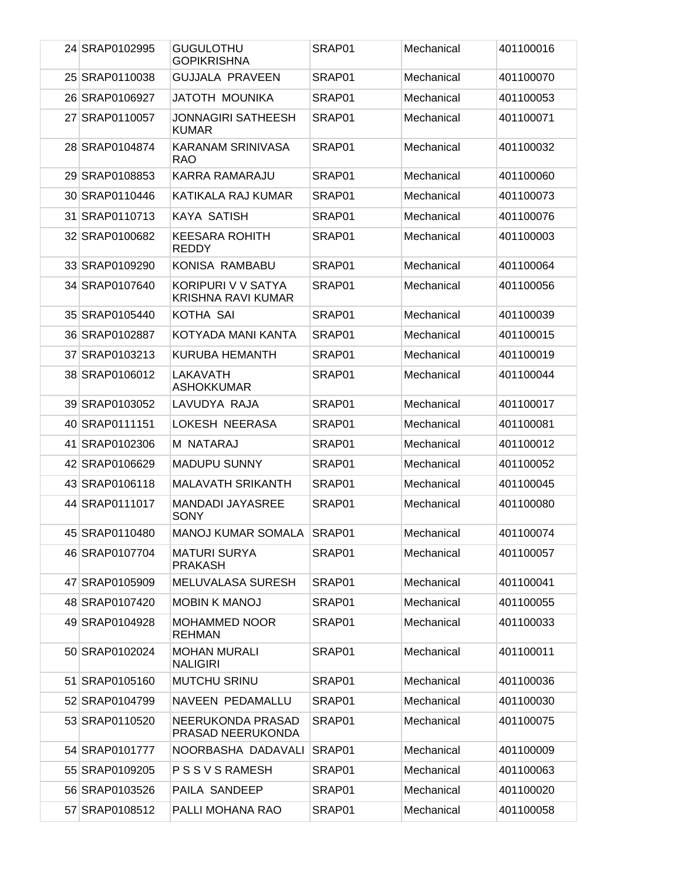| | | | | | |
|---|---|---|---|---|---|
| 24 | SRAP0102995 | GUGULOTHU GOPIKRISHNA | SRAP01 | Mechanical | 401100016 |
| 25 | SRAP0110038 | GUJJALA PRAVEEN | SRAP01 | Mechanical | 401100070 |
| 26 | SRAP0106927 | JATOTH MOUNIKA | SRAP01 | Mechanical | 401100053 |
| 27 | SRAP0110057 | JONNAGIRI SATHEESH KUMAR | SRAP01 | Mechanical | 401100071 |
| 28 | SRAP0104874 | KARANAM SRINIVASA RAO | SRAP01 | Mechanical | 401100032 |
| 29 | SRAP0108853 | KARRA RAMARAJU | SRAP01 | Mechanical | 401100060 |
| 30 | SRAP0110446 | KATIKALA RAJ KUMAR | SRAP01 | Mechanical | 401100073 |
| 31 | SRAP0110713 | KAYA SATISH | SRAP01 | Mechanical | 401100076 |
| 32 | SRAP0100682 | KEESARA ROHITH REDDY | SRAP01 | Mechanical | 401100003 |
| 33 | SRAP0109290 | KONISA RAMBABU | SRAP01 | Mechanical | 401100064 |
| 34 | SRAP0107640 | KORIPURI V V SATYA KRISHNA RAVI KUMAR | SRAP01 | Mechanical | 401100056 |
| 35 | SRAP0105440 | KOTHA SAI | SRAP01 | Mechanical | 401100039 |
| 36 | SRAP0102887 | KOTYADA MANI KANTA | SRAP01 | Mechanical | 401100015 |
| 37 | SRAP0103213 | KURUBA HEMANTH | SRAP01 | Mechanical | 401100019 |
| 38 | SRAP0106012 | LAKAVATH ASHOKKUMAR | SRAP01 | Mechanical | 401100044 |
| 39 | SRAP0103052 | LAVUDYA RAJA | SRAP01 | Mechanical | 401100017 |
| 40 | SRAP0111151 | LOKESH NEERASA | SRAP01 | Mechanical | 401100081 |
| 41 | SRAP0102306 | M NATARAJ | SRAP01 | Mechanical | 401100012 |
| 42 | SRAP0106629 | MADUPU SUNNY | SRAP01 | Mechanical | 401100052 |
| 43 | SRAP0106118 | MALAVATH SRIKANTH | SRAP01 | Mechanical | 401100045 |
| 44 | SRAP0111017 | MANDADI JAYASREE SONY | SRAP01 | Mechanical | 401100080 |
| 45 | SRAP0110480 | MANOJ KUMAR SOMALA | SRAP01 | Mechanical | 401100074 |
| 46 | SRAP0107704 | MATURI SURYA PRAKASH | SRAP01 | Mechanical | 401100057 |
| 47 | SRAP0105909 | MELUVALASA SURESH | SRAP01 | Mechanical | 401100041 |
| 48 | SRAP0107420 | MOBIN K MANOJ | SRAP01 | Mechanical | 401100055 |
| 49 | SRAP0104928 | MOHAMMED NOOR REHMAN | SRAP01 | Mechanical | 401100033 |
| 50 | SRAP0102024 | MOHAN MURALI NALIGIRI | SRAP01 | Mechanical | 401100011 |
| 51 | SRAP0105160 | MUTCHU SRINU | SRAP01 | Mechanical | 401100036 |
| 52 | SRAP0104799 | NAVEEN PEDAMALLU | SRAP01 | Mechanical | 401100030 |
| 53 | SRAP0110520 | NEERUKONDA PRASAD PRASAD NEERUKONDA | SRAP01 | Mechanical | 401100075 |
| 54 | SRAP0101777 | NOORBASHA DADAVALI | SRAP01 | Mechanical | 401100009 |
| 55 | SRAP0109205 | P S S V S RAMESH | SRAP01 | Mechanical | 401100063 |
| 56 | SRAP0103526 | PAILA SANDEEP | SRAP01 | Mechanical | 401100020 |
| 57 | SRAP0108512 | PALLI MOHANA RAO | SRAP01 | Mechanical | 401100058 |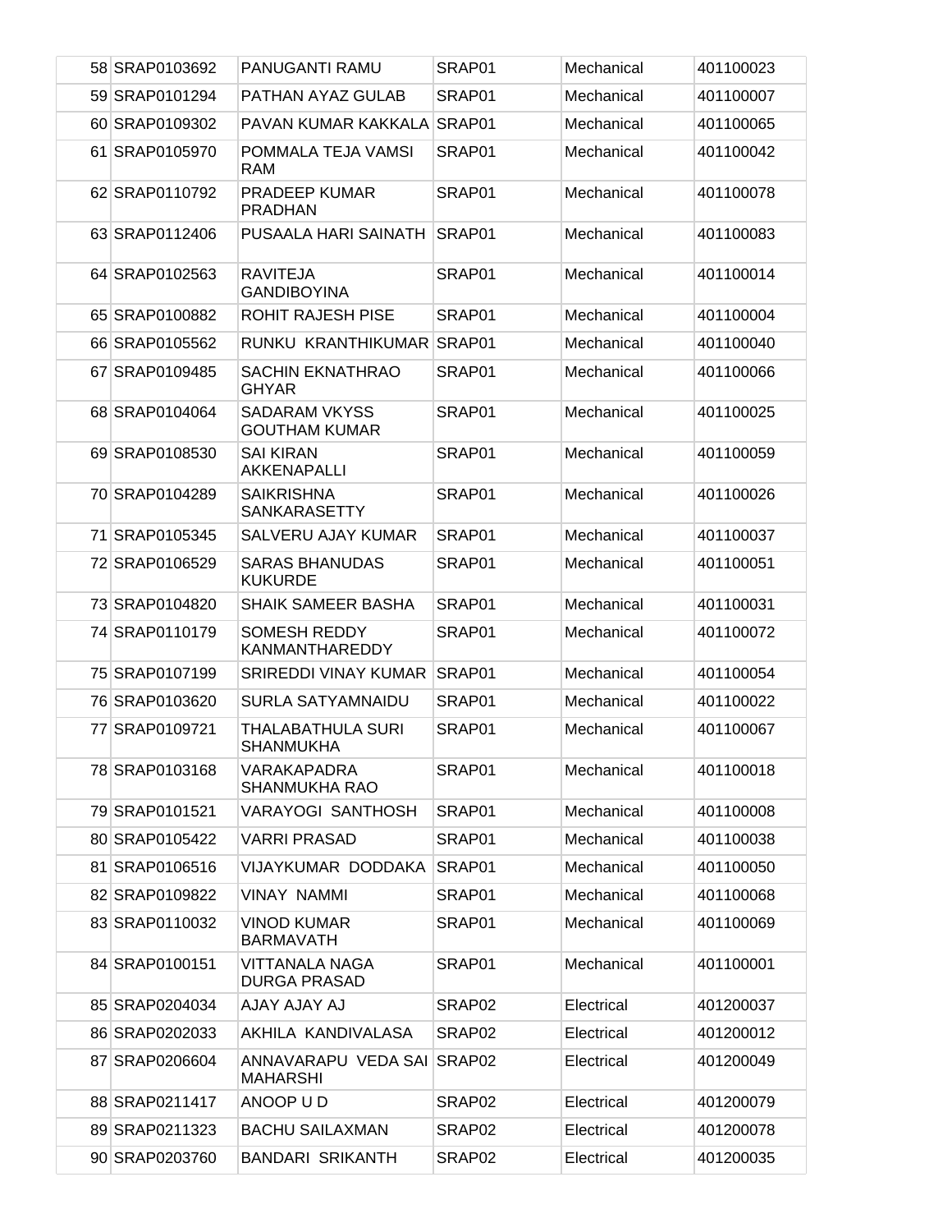| | | | | | |
|---|---|---|---|---|---|
| 58 | SRAP0103692 | PANUGANTI RAMU | SRAP01 | Mechanical | 401100023 |
| 59 | SRAP0101294 | PATHAN AYAZ GULAB | SRAP01 | Mechanical | 401100007 |
| 60 | SRAP0109302 | PAVAN KUMAR KAKKALA | SRAP01 | Mechanical | 401100065 |
| 61 | SRAP0105970 | POMMALA TEJA VAMSI RAM | SRAP01 | Mechanical | 401100042 |
| 62 | SRAP0110792 | PRADEEP KUMAR PRADHAN | SRAP01 | Mechanical | 401100078 |
| 63 | SRAP0112406 | PUSAALA HARI SAINATH | SRAP01 | Mechanical | 401100083 |
| 64 | SRAP0102563 | RAVITEJA GANDIBOYINA | SRAP01 | Mechanical | 401100014 |
| 65 | SRAP0100882 | ROHIT RAJESH PISE | SRAP01 | Mechanical | 401100004 |
| 66 | SRAP0105562 | RUNKU KRANTHIKUMAR | SRAP01 | Mechanical | 401100040 |
| 67 | SRAP0109485 | SACHIN EKNATHRAO GHYAR | SRAP01 | Mechanical | 401100066 |
| 68 | SRAP0104064 | SADARAM VKYSS GOUTHAM KUMAR | SRAP01 | Mechanical | 401100025 |
| 69 | SRAP0108530 | SAI KIRAN AKKENAPALLI | SRAP01 | Mechanical | 401100059 |
| 70 | SRAP0104289 | SAIKRISHNA SANKARASETTY | SRAP01 | Mechanical | 401100026 |
| 71 | SRAP0105345 | SALVERU AJAY KUMAR | SRAP01 | Mechanical | 401100037 |
| 72 | SRAP0106529 | SARAS BHANUDAS KUKURDE | SRAP01 | Mechanical | 401100051 |
| 73 | SRAP0104820 | SHAIK SAMEER BASHA | SRAP01 | Mechanical | 401100031 |
| 74 | SRAP0110179 | SOMESH REDDY KANMANTHAREDDY | SRAP01 | Mechanical | 401100072 |
| 75 | SRAP0107199 | SRIREDDI VINAY KUMAR | SRAP01 | Mechanical | 401100054 |
| 76 | SRAP0103620 | SURLA SATYAMNAIDU | SRAP01 | Mechanical | 401100022 |
| 77 | SRAP0109721 | THALABATHULA SURI SHANMUKHA | SRAP01 | Mechanical | 401100067 |
| 78 | SRAP0103168 | VARAKAPADRA SHANMUKHA RAO | SRAP01 | Mechanical | 401100018 |
| 79 | SRAP0101521 | VARAYOGI SANTHOSH | SRAP01 | Mechanical | 401100008 |
| 80 | SRAP0105422 | VARRI PRASAD | SRAP01 | Mechanical | 401100038 |
| 81 | SRAP0106516 | VIJAYKUMAR DODDAKA | SRAP01 | Mechanical | 401100050 |
| 82 | SRAP0109822 | VINAY NAMMI | SRAP01 | Mechanical | 401100068 |
| 83 | SRAP0110032 | VINOD KUMAR BARMAVATH | SRAP01 | Mechanical | 401100069 |
| 84 | SRAP0100151 | VITTANALA NAGA DURGA PRASAD | SRAP01 | Mechanical | 401100001 |
| 85 | SRAP0204034 | AJAY AJAY AJ | SRAP02 | Electrical | 401200037 |
| 86 | SRAP0202033 | AKHILA KANDIVALASA | SRAP02 | Electrical | 401200012 |
| 87 | SRAP0206604 | ANNAVARAPU VEDA SAI MAHARSHI | SRAP02 | Electrical | 401200049 |
| 88 | SRAP0211417 | ANOOP U D | SRAP02 | Electrical | 401200079 |
| 89 | SRAP0211323 | BACHU SAILAXMAN | SRAP02 | Electrical | 401200078 |
| 90 | SRAP0203760 | BANDARI SRIKANTH | SRAP02 | Electrical | 401200035 |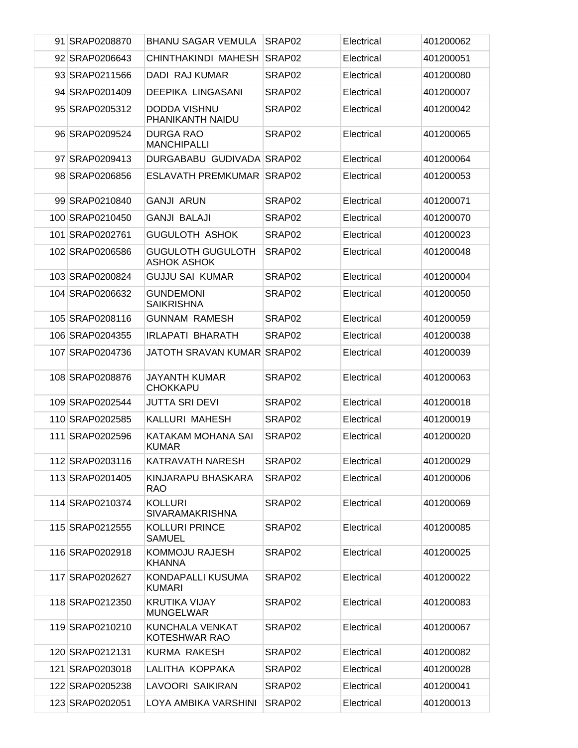| | | | | | |
|---|---|---|---|---|---|
| 91 | SRAP0208870 | BHANU SAGAR VEMULA | SRAP02 | Electrical | 401200062 |
| 92 | SRAP0206643 | CHINTHAKINDI MAHESH | SRAP02 | Electrical | 401200051 |
| 93 | SRAP0211566 | DADI RAJ KUMAR | SRAP02 | Electrical | 401200080 |
| 94 | SRAP0201409 | DEEPIKA LINGASANI | SRAP02 | Electrical | 401200007 |
| 95 | SRAP0205312 | DODDA VISHNU PHANIKANTH NAIDU | SRAP02 | Electrical | 401200042 |
| 96 | SRAP0209524 | DURGA RAO MANCHIPALLI | SRAP02 | Electrical | 401200065 |
| 97 | SRAP0209413 | DURGABABU GUDIVADA | SRAP02 | Electrical | 401200064 |
| 98 | SRAP0206856 | ESLAVATH PREMKUMAR | SRAP02 | Electrical | 401200053 |
| 99 | SRAP0210840 | GANJI ARUN | SRAP02 | Electrical | 401200071 |
| 100 | SRAP0210450 | GANJI BALAJI | SRAP02 | Electrical | 401200070 |
| 101 | SRAP0202761 | GUGULOTH ASHOK | SRAP02 | Electrical | 401200023 |
| 102 | SRAP0206586 | GUGULOTH GUGULOTH ASHOK ASHOK | SRAP02 | Electrical | 401200048 |
| 103 | SRAP0200824 | GUJJU SAI KUMAR | SRAP02 | Electrical | 401200004 |
| 104 | SRAP0206632 | GUNDEMONI SAIKRISHNA | SRAP02 | Electrical | 401200050 |
| 105 | SRAP0208116 | GUNNAM RAMESH | SRAP02 | Electrical | 401200059 |
| 106 | SRAP0204355 | IRLAPATI BHARATH | SRAP02 | Electrical | 401200038 |
| 107 | SRAP0204736 | JATOTH SRAVAN KUMAR | SRAP02 | Electrical | 401200039 |
| 108 | SRAP0208876 | JAYANTH KUMAR CHOKKAPU | SRAP02 | Electrical | 401200063 |
| 109 | SRAP0202544 | JUTTA SRI DEVI | SRAP02 | Electrical | 401200018 |
| 110 | SRAP0202585 | KALLURI MAHESH | SRAP02 | Electrical | 401200019 |
| 111 | SRAP0202596 | KATAKAM MOHANA SAI KUMAR | SRAP02 | Electrical | 401200020 |
| 112 | SRAP0203116 | KATRAVATH NARESH | SRAP02 | Electrical | 401200029 |
| 113 | SRAP0201405 | KINJARAPU BHASKARA RAO | SRAP02 | Electrical | 401200006 |
| 114 | SRAP0210374 | KOLLURI SIVARAMAKRISHNA | SRAP02 | Electrical | 401200069 |
| 115 | SRAP0212555 | KOLLURI PRINCE SAMUEL | SRAP02 | Electrical | 401200085 |
| 116 | SRAP0202918 | KOMMOJU RAJESH KHANNA | SRAP02 | Electrical | 401200025 |
| 117 | SRAP0202627 | KONDAPALLI KUSUMA KUMARI | SRAP02 | Electrical | 401200022 |
| 118 | SRAP0212350 | KRUTIKA VIJAY MUNGELWAR | SRAP02 | Electrical | 401200083 |
| 119 | SRAP0210210 | KUNCHALA VENKAT KOTESHWAR RAO | SRAP02 | Electrical | 401200067 |
| 120 | SRAP0212131 | KURMA RAKESH | SRAP02 | Electrical | 401200082 |
| 121 | SRAP0203018 | LALITHA KOPPAKA | SRAP02 | Electrical | 401200028 |
| 122 | SRAP0205238 | LAVOORI SAIKIRAN | SRAP02 | Electrical | 401200041 |
| 123 | SRAP0202051 | LOYA AMBIKA VARSHINI | SRAP02 | Electrical | 401200013 |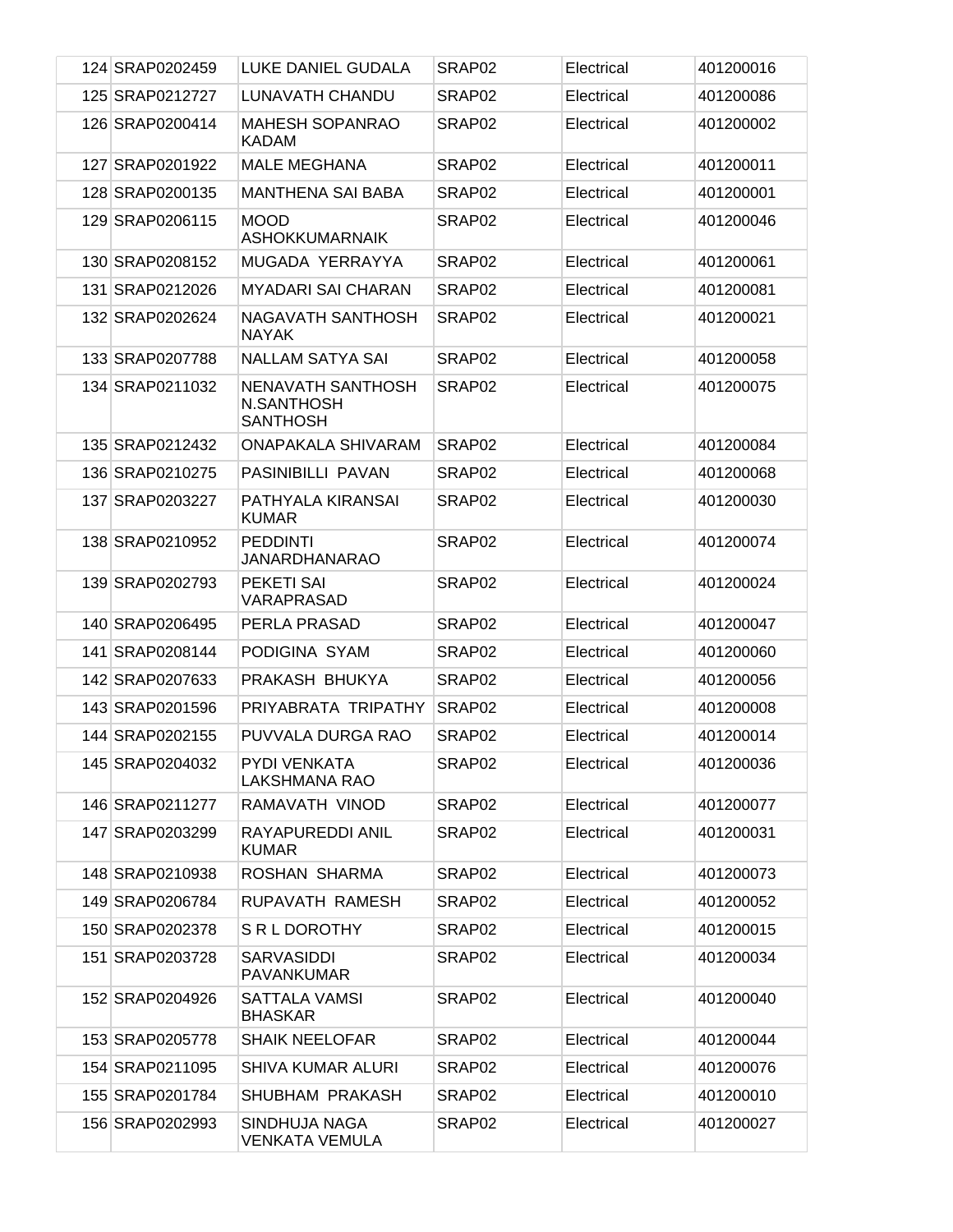| | | | | | |
|---|---|---|---|---|---|
| 124 | SRAP0202459 | LUKE DANIEL GUDALA | SRAP02 | Electrical | 401200016 |
| 125 | SRAP0212727 | LUNAVATH CHANDU | SRAP02 | Electrical | 401200086 |
| 126 | SRAP0200414 | MAHESH SOPANRAO KADAM | SRAP02 | Electrical | 401200002 |
| 127 | SRAP0201922 | MALE MEGHANA | SRAP02 | Electrical | 401200011 |
| 128 | SRAP0200135 | MANTHENA SAI BABA | SRAP02 | Electrical | 401200001 |
| 129 | SRAP0206115 | MOOD ASHOKKUMARNAIK | SRAP02 | Electrical | 401200046 |
| 130 | SRAP0208152 | MUGADA YERRAYYA | SRAP02 | Electrical | 401200061 |
| 131 | SRAP0212026 | MYADARI SAI CHARAN | SRAP02 | Electrical | 401200081 |
| 132 | SRAP0202624 | NAGAVATH SANTHOSH NAYAK | SRAP02 | Electrical | 401200021 |
| 133 | SRAP0207788 | NALLAM SATYA SAI | SRAP02 | Electrical | 401200058 |
| 134 | SRAP0211032 | NENAVATH SANTHOSH N.SANTHOSH SANTHOSH | SRAP02 | Electrical | 401200075 |
| 135 | SRAP0212432 | ONAPAKALA SHIVARAM | SRAP02 | Electrical | 401200084 |
| 136 | SRAP0210275 | PASINIBILLI PAVAN | SRAP02 | Electrical | 401200068 |
| 137 | SRAP0203227 | PATHYALA KIRANSAI KUMAR | SRAP02 | Electrical | 401200030 |
| 138 | SRAP0210952 | PEDDINTI JANARDHANARAO | SRAP02 | Electrical | 401200074 |
| 139 | SRAP0202793 | PEKETI SAI VARAPRASAD | SRAP02 | Electrical | 401200024 |
| 140 | SRAP0206495 | PERLA PRASAD | SRAP02 | Electrical | 401200047 |
| 141 | SRAP0208144 | PODIGINA SYAM | SRAP02 | Electrical | 401200060 |
| 142 | SRAP0207633 | PRAKASH BHUKYA | SRAP02 | Electrical | 401200056 |
| 143 | SRAP0201596 | PRIYABRATA TRIPATHY | SRAP02 | Electrical | 401200008 |
| 144 | SRAP0202155 | PUVVALA DURGA RAO | SRAP02 | Electrical | 401200014 |
| 145 | SRAP0204032 | PYDI VENKATA LAKSHMANA RAO | SRAP02 | Electrical | 401200036 |
| 146 | SRAP0211277 | RAMAVATH VINOD | SRAP02 | Electrical | 401200077 |
| 147 | SRAP0203299 | RAYAPUREDDI ANIL KUMAR | SRAP02 | Electrical | 401200031 |
| 148 | SRAP0210938 | ROSHAN SHARMA | SRAP02 | Electrical | 401200073 |
| 149 | SRAP0206784 | RUPAVATH RAMESH | SRAP02 | Electrical | 401200052 |
| 150 | SRAP0202378 | S R L DOROTHY | SRAP02 | Electrical | 401200015 |
| 151 | SRAP0203728 | SARVASIDDI PAVANKUMAR | SRAP02 | Electrical | 401200034 |
| 152 | SRAP0204926 | SATTALA VAMSI BHASKAR | SRAP02 | Electrical | 401200040 |
| 153 | SRAP0205778 | SHAIK NEELOFAR | SRAP02 | Electrical | 401200044 |
| 154 | SRAP0211095 | SHIVA KUMAR ALURI | SRAP02 | Electrical | 401200076 |
| 155 | SRAP0201784 | SHUBHAM PRAKASH | SRAP02 | Electrical | 401200010 |
| 156 | SRAP0202993 | SINDHUJA NAGA VENKATA VEMULA | SRAP02 | Electrical | 401200027 |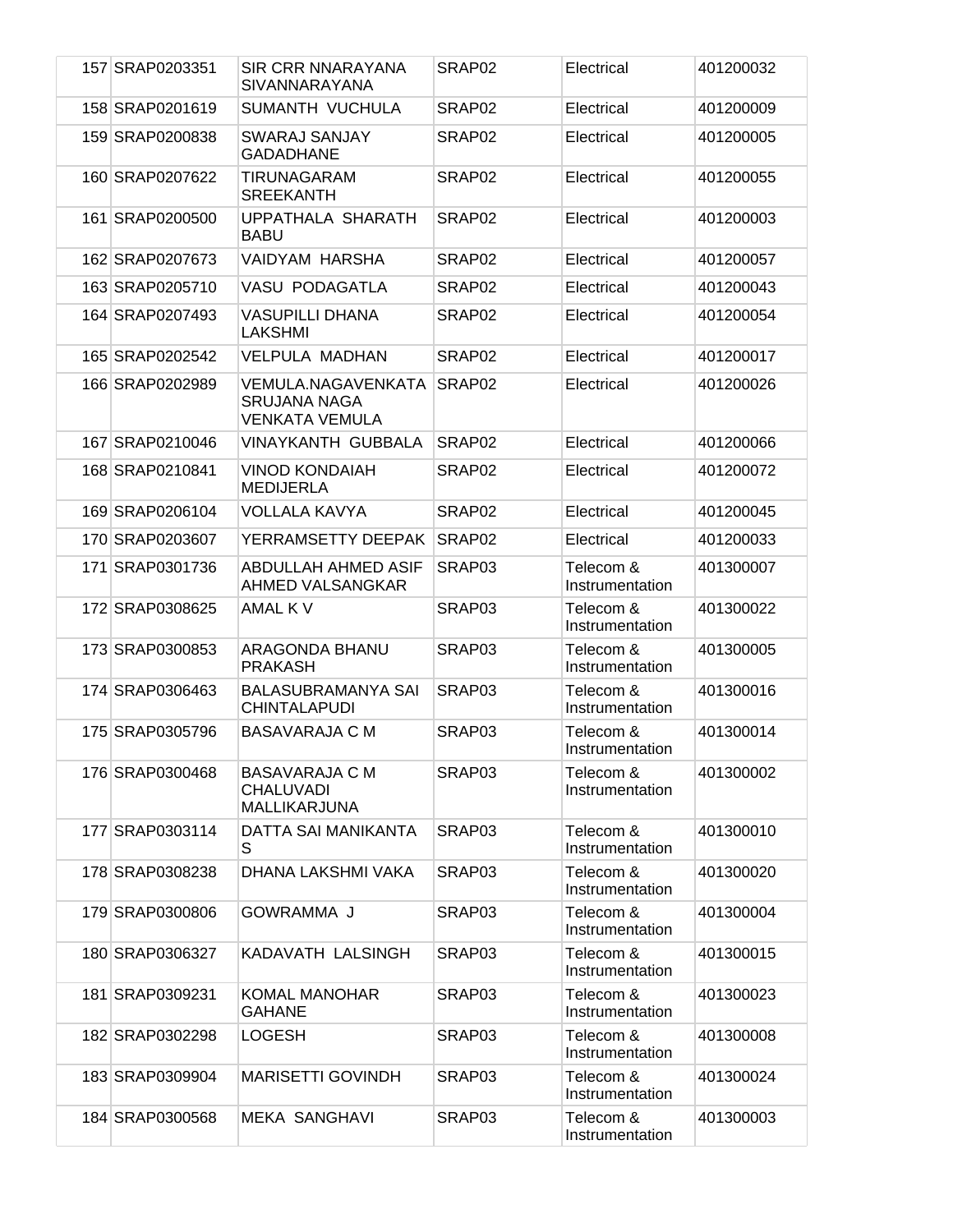| | | | | | |
|---|---|---|---|---|---|
| 157 | SRAP0203351 | SIR CRR NNARAYANA SIVANNARAYANA | SRAP02 | Electrical | 401200032 |
| 158 | SRAP0201619 | SUMANTH VUCHULA | SRAP02 | Electrical | 401200009 |
| 159 | SRAP0200838 | SWARAJ SANJAY GADADHANE | SRAP02 | Electrical | 401200005 |
| 160 | SRAP0207622 | TIRUNAGARAM SREEKANTH | SRAP02 | Electrical | 401200055 |
| 161 | SRAP0200500 | UPPATHALA SHARATH BABU | SRAP02 | Electrical | 401200003 |
| 162 | SRAP0207673 | VAIDYAM HARSHA | SRAP02 | Electrical | 401200057 |
| 163 | SRAP0205710 | VASU PODAGATLA | SRAP02 | Electrical | 401200043 |
| 164 | SRAP0207493 | VASUPILLI DHANA LAKSHMI | SRAP02 | Electrical | 401200054 |
| 165 | SRAP0202542 | VELPULA MADHAN | SRAP02 | Electrical | 401200017 |
| 166 | SRAP0202989 | VEMULA.NAGAVENKATA SRUJANA NAGA VENKATA VEMULA | SRAP02 | Electrical | 401200026 |
| 167 | SRAP0210046 | VINAYKANTH GUBBALA | SRAP02 | Electrical | 401200066 |
| 168 | SRAP0210841 | VINOD KONDAIAH MEDIJERLA | SRAP02 | Electrical | 401200072 |
| 169 | SRAP0206104 | VOLLALA KAVYA | SRAP02 | Electrical | 401200045 |
| 170 | SRAP0203607 | YERRAMSETTY DEEPAK | SRAP02 | Electrical | 401200033 |
| 171 | SRAP0301736 | ABDULLAH AHMED ASIF AHMED VALSANGKAR | SRAP03 | Telecom & Instrumentation | 401300007 |
| 172 | SRAP0308625 | AMAL K V | SRAP03 | Telecom & Instrumentation | 401300022 |
| 173 | SRAP0300853 | ARAGONDA BHANU PRAKASH | SRAP03 | Telecom & Instrumentation | 401300005 |
| 174 | SRAP0306463 | BALASUBRAMANYA SAI CHINTALAPUDI | SRAP03 | Telecom & Instrumentation | 401300016 |
| 175 | SRAP0305796 | BASAVARAJA C M | SRAP03 | Telecom & Instrumentation | 401300014 |
| 176 | SRAP0300468 | BASAVARAJA C M CHALUVADI MALLIKARJUNA | SRAP03 | Telecom & Instrumentation | 401300002 |
| 177 | SRAP0303114 | DATTA SAI MANIKANTA S | SRAP03 | Telecom & Instrumentation | 401300010 |
| 178 | SRAP0308238 | DHANA LAKSHMI VAKA | SRAP03 | Telecom & Instrumentation | 401300020 |
| 179 | SRAP0300806 | GOWRAMMA J | SRAP03 | Telecom & Instrumentation | 401300004 |
| 180 | SRAP0306327 | KADAVATH LALSINGH | SRAP03 | Telecom & Instrumentation | 401300015 |
| 181 | SRAP0309231 | KOMAL MANOHAR GAHANE | SRAP03 | Telecom & Instrumentation | 401300023 |
| 182 | SRAP0302298 | LOGESH | SRAP03 | Telecom & Instrumentation | 401300008 |
| 183 | SRAP0309904 | MARISETTI GOVINDH | SRAP03 | Telecom & Instrumentation | 401300024 |
| 184 | SRAP0300568 | MEKA SANGHAVI | SRAP03 | Telecom & Instrumentation | 401300003 |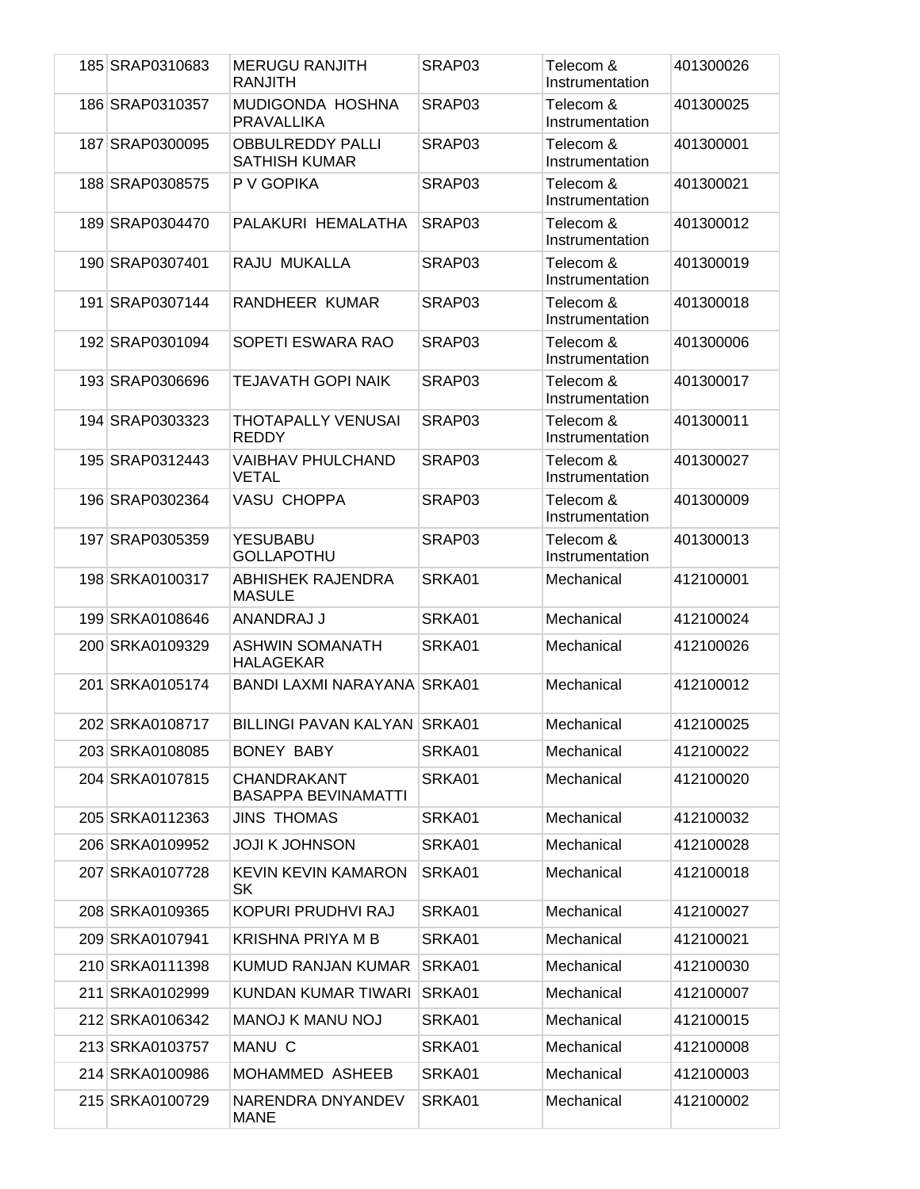| | | | | | |
|---|---|---|---|---|---|
| 185 | SRAP0310683 | MERUGU RANJITH RANJITH | SRAP03 | Telecom & Instrumentation | 401300026 |
| 186 | SRAP0310357 | MUDIGONDA HOSHNA PRAVALLIKA | SRAP03 | Telecom & Instrumentation | 401300025 |
| 187 | SRAP0300095 | OBBULREDDY PALLI SATHISH KUMAR | SRAP03 | Telecom & Instrumentation | 401300001 |
| 188 | SRAP0308575 | P V GOPIKA | SRAP03 | Telecom & Instrumentation | 401300021 |
| 189 | SRAP0304470 | PALAKURI HEMALATHA | SRAP03 | Telecom & Instrumentation | 401300012 |
| 190 | SRAP0307401 | RAJU MUKALLA | SRAP03 | Telecom & Instrumentation | 401300019 |
| 191 | SRAP0307144 | RANDHEER KUMAR | SRAP03 | Telecom & Instrumentation | 401300018 |
| 192 | SRAP0301094 | SOPETI ESWARA RAO | SRAP03 | Telecom & Instrumentation | 401300006 |
| 193 | SRAP0306696 | TEJAVATH GOPI NAIK | SRAP03 | Telecom & Instrumentation | 401300017 |
| 194 | SRAP0303323 | THOTAPALLY VENUSAI REDDY | SRAP03 | Telecom & Instrumentation | 401300011 |
| 195 | SRAP0312443 | VAIBHAV PHULCHAND VETAL | SRAP03 | Telecom & Instrumentation | 401300027 |
| 196 | SRAP0302364 | VASU CHOPPA | SRAP03 | Telecom & Instrumentation | 401300009 |
| 197 | SRAP0305359 | YESUBABU GOLLAPOTHU | SRAP03 | Telecom & Instrumentation | 401300013 |
| 198 | SRKA0100317 | ABHISHEK RAJENDRA MASULE | SRKA01 | Mechanical | 412100001 |
| 199 | SRKA0108646 | ANANDRAJ J | SRKA01 | Mechanical | 412100024 |
| 200 | SRKA0109329 | ASHWIN SOMANATH HALAGEKAR | SRKA01 | Mechanical | 412100026 |
| 201 | SRKA0105174 | BANDI LAXMI NARAYANA | SRKA01 | Mechanical | 412100012 |
| 202 | SRKA0108717 | BILLINGI PAVAN KALYAN | SRKA01 | Mechanical | 412100025 |
| 203 | SRKA0108085 | BONEY BABY | SRKA01 | Mechanical | 412100022 |
| 204 | SRKA0107815 | CHANDRAKANT BASAPPA BEVINAMATTI | SRKA01 | Mechanical | 412100020 |
| 205 | SRKA0112363 | JINS THOMAS | SRKA01 | Mechanical | 412100032 |
| 206 | SRKA0109952 | JOJI K JOHNSON | SRKA01 | Mechanical | 412100028 |
| 207 | SRKA0107728 | KEVIN KEVIN KAMARON SK | SRKA01 | Mechanical | 412100018 |
| 208 | SRKA0109365 | KOPURI PRUDHVI RAJ | SRKA01 | Mechanical | 412100027 |
| 209 | SRKA0107941 | KRISHNA PRIYA M B | SRKA01 | Mechanical | 412100021 |
| 210 | SRKA0111398 | KUMUD RANJAN KUMAR | SRKA01 | Mechanical | 412100030 |
| 211 | SRKA0102999 | KUNDAN KUMAR TIWARI | SRKA01 | Mechanical | 412100007 |
| 212 | SRKA0106342 | MANOJ K MANU NOJ | SRKA01 | Mechanical | 412100015 |
| 213 | SRKA0103757 | MANU C | SRKA01 | Mechanical | 412100008 |
| 214 | SRKA0100986 | MOHAMMED ASHEEB | SRKA01 | Mechanical | 412100003 |
| 215 | SRKA0100729 | NARENDRA DNYANDEV MANE | SRKA01 | Mechanical | 412100002 |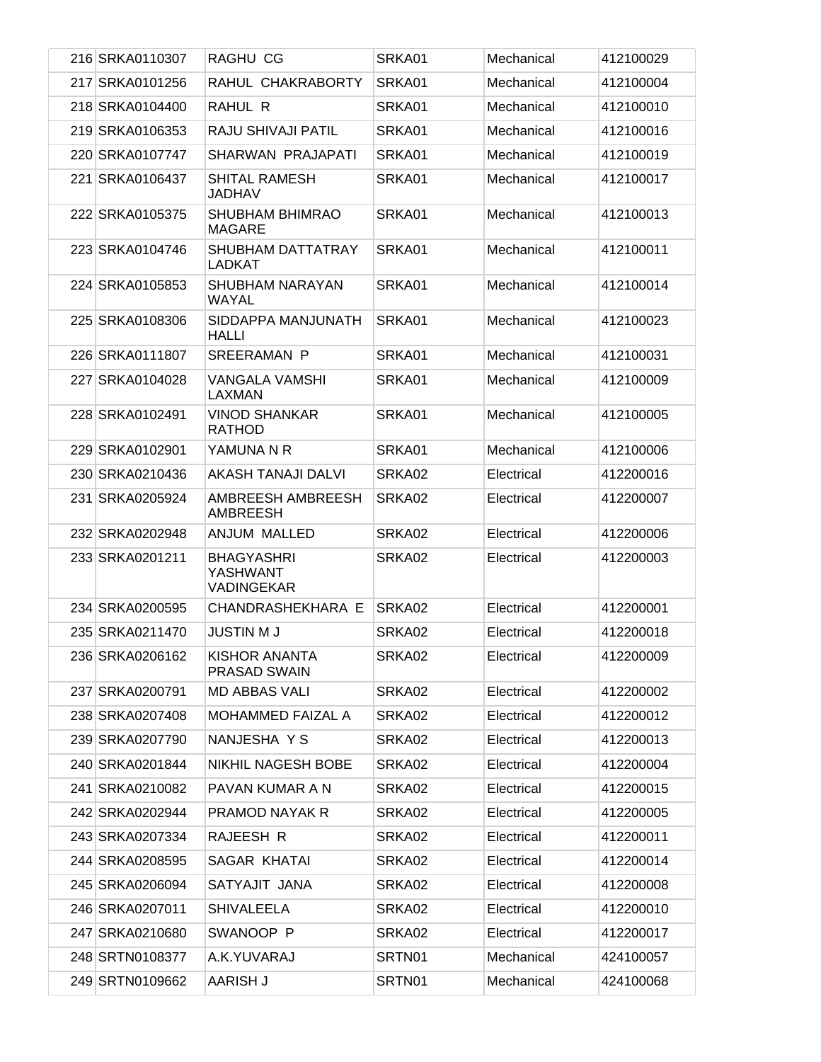| | | | | | |
|---|---|---|---|---|---|
| 216 | SRKA0110307 | RAGHU CG | SRKA01 | Mechanical | 412100029 |
| 217 | SRKA0101256 | RAHUL CHAKRABORTY | SRKA01 | Mechanical | 412100004 |
| 218 | SRKA0104400 | RAHUL R | SRKA01 | Mechanical | 412100010 |
| 219 | SRKA0106353 | RAJU SHIVAJI PATIL | SRKA01 | Mechanical | 412100016 |
| 220 | SRKA0107747 | SHARWAN PRAJAPATI | SRKA01 | Mechanical | 412100019 |
| 221 | SRKA0106437 | SHITAL RAMESH JADHAV | SRKA01 | Mechanical | 412100017 |
| 222 | SRKA0105375 | SHUBHAM BHIMRAO MAGARE | SRKA01 | Mechanical | 412100013 |
| 223 | SRKA0104746 | SHUBHAM DATTATRAY LADKAT | SRKA01 | Mechanical | 412100011 |
| 224 | SRKA0105853 | SHUBHAM NARAYAN WAYAL | SRKA01 | Mechanical | 412100014 |
| 225 | SRKA0108306 | SIDDAPPA MANJUNATH HALLI | SRKA01 | Mechanical | 412100023 |
| 226 | SRKA0111807 | SREERAMAN P | SRKA01 | Mechanical | 412100031 |
| 227 | SRKA0104028 | VANGALA VAMSHI LAXMAN | SRKA01 | Mechanical | 412100009 |
| 228 | SRKA0102491 | VINOD SHANKAR RATHOD | SRKA01 | Mechanical | 412100005 |
| 229 | SRKA0102901 | YAMUNA N R | SRKA01 | Mechanical | 412100006 |
| 230 | SRKA0210436 | AKASH TANAJI DALVI | SRKA02 | Electrical | 412200016 |
| 231 | SRKA0205924 | AMBREESH AMBREESH AMBREESH | SRKA02 | Electrical | 412200007 |
| 232 | SRKA0202948 | ANJUM MALLED | SRKA02 | Electrical | 412200006 |
| 233 | SRKA0201211 | BHAGYASHRI YASHWANT VADINGEKAR | SRKA02 | Electrical | 412200003 |
| 234 | SRKA0200595 | CHANDRASHEKHARA E | SRKA02 | Electrical | 412200001 |
| 235 | SRKA0211470 | JUSTIN M J | SRKA02 | Electrical | 412200018 |
| 236 | SRKA0206162 | KISHOR ANANTA PRASAD SWAIN | SRKA02 | Electrical | 412200009 |
| 237 | SRKA0200791 | MD ABBAS VALI | SRKA02 | Electrical | 412200002 |
| 238 | SRKA0207408 | MOHAMMED FAIZAL A | SRKA02 | Electrical | 412200012 |
| 239 | SRKA0207790 | NANJESHA Y S | SRKA02 | Electrical | 412200013 |
| 240 | SRKA0201844 | NIKHIL NAGESH BOBE | SRKA02 | Electrical | 412200004 |
| 241 | SRKA0210082 | PAVAN KUMAR A N | SRKA02 | Electrical | 412200015 |
| 242 | SRKA0202944 | PRAMOD NAYAK R | SRKA02 | Electrical | 412200005 |
| 243 | SRKA0207334 | RAJEESH R | SRKA02 | Electrical | 412200011 |
| 244 | SRKA0208595 | SAGAR KHATAI | SRKA02 | Electrical | 412200014 |
| 245 | SRKA0206094 | SATYAJIT JANA | SRKA02 | Electrical | 412200008 |
| 246 | SRKA0207011 | SHIVALEELA | SRKA02 | Electrical | 412200010 |
| 247 | SRKA0210680 | SWANOOP P | SRKA02 | Electrical | 412200017 |
| 248 | SRTN0108377 | A.K.YUVARAJ | SRTN01 | Mechanical | 424100057 |
| 249 | SRTN0109662 | AARISH J | SRTN01 | Mechanical | 424100068 |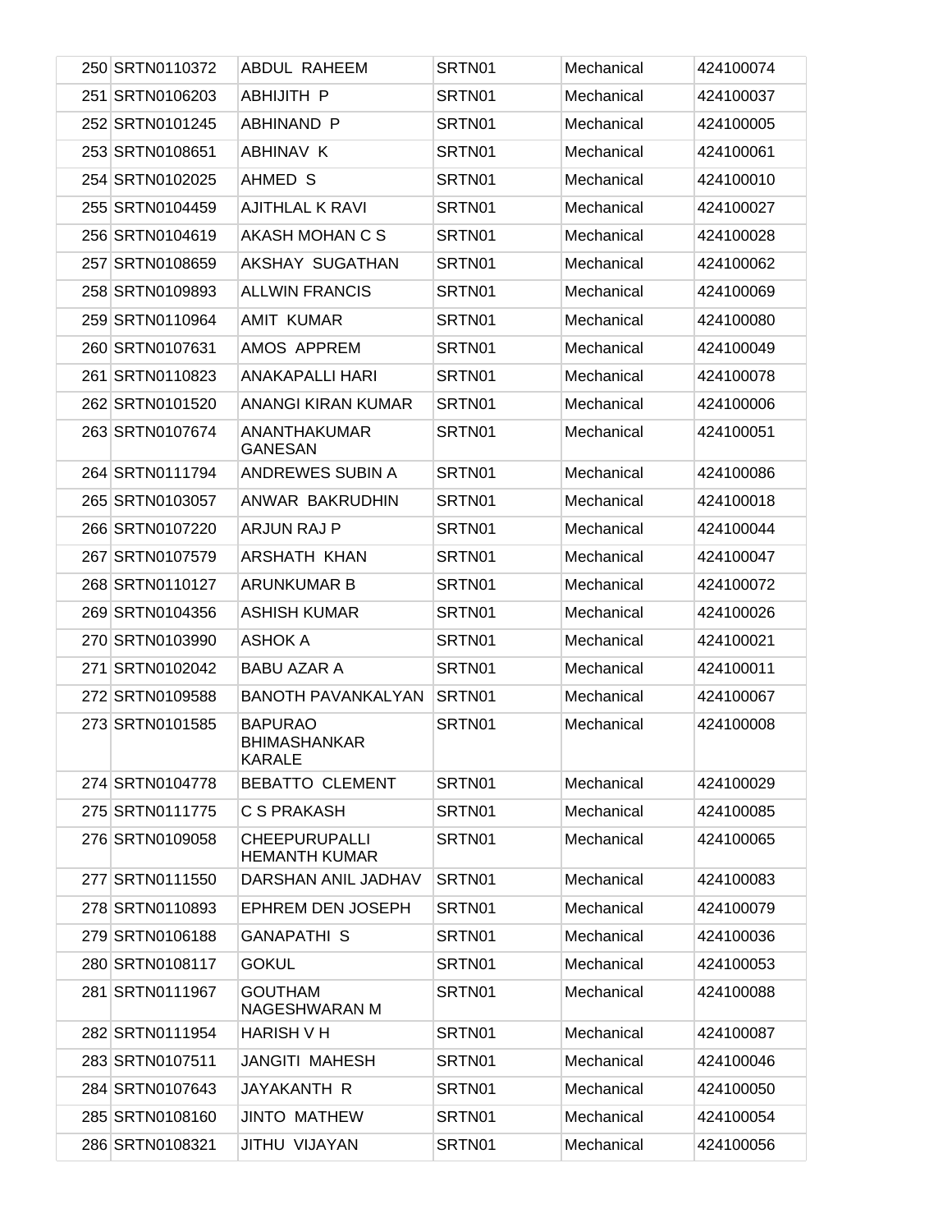| | | | | | |
|---|---|---|---|---|---|
| 250 | SRTN0110372 | ABDUL RAHEEM | SRTN01 | Mechanical | 424100074 |
| 251 | SRTN0106203 | ABHIJITH P | SRTN01 | Mechanical | 424100037 |
| 252 | SRTN0101245 | ABHINAND P | SRTN01 | Mechanical | 424100005 |
| 253 | SRTN0108651 | ABHINAV K | SRTN01 | Mechanical | 424100061 |
| 254 | SRTN0102025 | AHMED S | SRTN01 | Mechanical | 424100010 |
| 255 | SRTN0104459 | AJITHLAL K RAVI | SRTN01 | Mechanical | 424100027 |
| 256 | SRTN0104619 | AKASH MOHAN C S | SRTN01 | Mechanical | 424100028 |
| 257 | SRTN0108659 | AKSHAY SUGATHAN | SRTN01 | Mechanical | 424100062 |
| 258 | SRTN0109893 | ALLWIN FRANCIS | SRTN01 | Mechanical | 424100069 |
| 259 | SRTN0110964 | AMIT KUMAR | SRTN01 | Mechanical | 424100080 |
| 260 | SRTN0107631 | AMOS APPREM | SRTN01 | Mechanical | 424100049 |
| 261 | SRTN0110823 | ANAKAPALLI HARI | SRTN01 | Mechanical | 424100078 |
| 262 | SRTN0101520 | ANANGI KIRAN KUMAR | SRTN01 | Mechanical | 424100006 |
| 263 | SRTN0107674 | ANANTHAKUMAR GANESAN | SRTN01 | Mechanical | 424100051 |
| 264 | SRTN0111794 | ANDREWES SUBIN A | SRTN01 | Mechanical | 424100086 |
| 265 | SRTN0103057 | ANWAR BAKRUDHIN | SRTN01 | Mechanical | 424100018 |
| 266 | SRTN0107220 | ARJUN RAJ P | SRTN01 | Mechanical | 424100044 |
| 267 | SRTN0107579 | ARSHATH KHAN | SRTN01 | Mechanical | 424100047 |
| 268 | SRTN0110127 | ARUNKUMAR B | SRTN01 | Mechanical | 424100072 |
| 269 | SRTN0104356 | ASHISH KUMAR | SRTN01 | Mechanical | 424100026 |
| 270 | SRTN0103990 | ASHOK A | SRTN01 | Mechanical | 424100021 |
| 271 | SRTN0102042 | BABU AZAR A | SRTN01 | Mechanical | 424100011 |
| 272 | SRTN0109588 | BANOTH PAVANKALYAN | SRTN01 | Mechanical | 424100067 |
| 273 | SRTN0101585 | BAPURAO BHIMASHANKAR KARALE | SRTN01 | Mechanical | 424100008 |
| 274 | SRTN0104778 | BEBATTO CLEMENT | SRTN01 | Mechanical | 424100029 |
| 275 | SRTN0111775 | C S PRAKASH | SRTN01 | Mechanical | 424100085 |
| 276 | SRTN0109058 | CHEEPURUPALLI HEMANTH KUMAR | SRTN01 | Mechanical | 424100065 |
| 277 | SRTN0111550 | DARSHAN ANIL JADHAV | SRTN01 | Mechanical | 424100083 |
| 278 | SRTN0110893 | EPHREM DEN JOSEPH | SRTN01 | Mechanical | 424100079 |
| 279 | SRTN0106188 | GANAPATHI S | SRTN01 | Mechanical | 424100036 |
| 280 | SRTN0108117 | GOKUL | SRTN01 | Mechanical | 424100053 |
| 281 | SRTN0111967 | GOUTHAM NAGESHWARAN M | SRTN01 | Mechanical | 424100088 |
| 282 | SRTN0111954 | HARISH V H | SRTN01 | Mechanical | 424100087 |
| 283 | SRTN0107511 | JANGITI MAHESH | SRTN01 | Mechanical | 424100046 |
| 284 | SRTN0107643 | JAYAKANTH R | SRTN01 | Mechanical | 424100050 |
| 285 | SRTN0108160 | JINTO MATHEW | SRTN01 | Mechanical | 424100054 |
| 286 | SRTN0108321 | JITHU VIJAYAN | SRTN01 | Mechanical | 424100056 |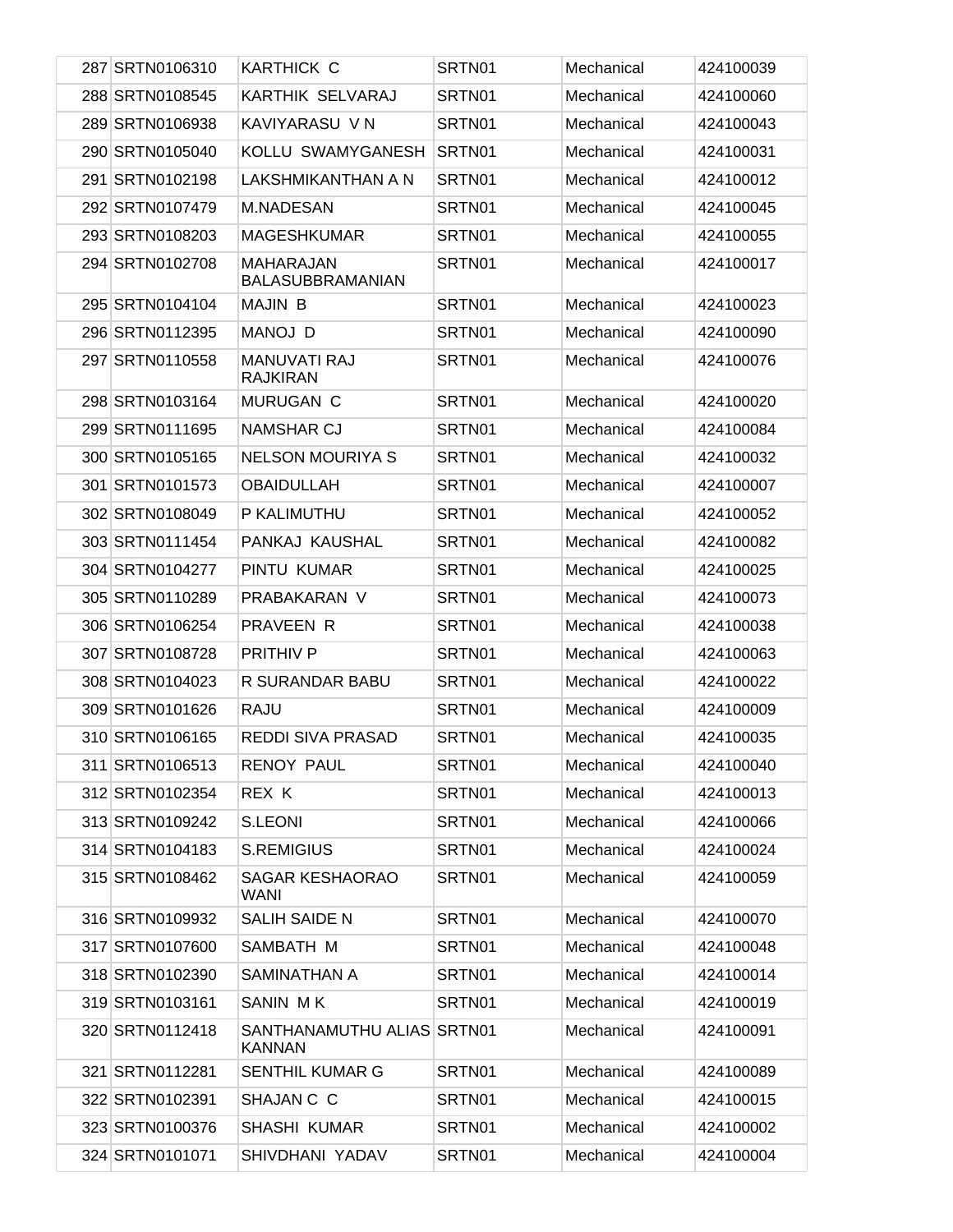| | | | | | |
|---|---|---|---|---|---|
| 287 | SRTN0106310 | KARTHICK C | SRTN01 | Mechanical | 424100039 |
| 288 | SRTN0108545 | KARTHIK SELVARAJ | SRTN01 | Mechanical | 424100060 |
| 289 | SRTN0106938 | KAVIYARASU V N | SRTN01 | Mechanical | 424100043 |
| 290 | SRTN0105040 | KOLLU SWAMYGANESH | SRTN01 | Mechanical | 424100031 |
| 291 | SRTN0102198 | LAKSHMIKANTHAN A N | SRTN01 | Mechanical | 424100012 |
| 292 | SRTN0107479 | M.NADESAN | SRTN01 | Mechanical | 424100045 |
| 293 | SRTN0108203 | MAGESHKUMAR | SRTN01 | Mechanical | 424100055 |
| 294 | SRTN0102708 | MAHARAJAN BALASUBBRAMANIAN | SRTN01 | Mechanical | 424100017 |
| 295 | SRTN0104104 | MAJIN B | SRTN01 | Mechanical | 424100023 |
| 296 | SRTN0112395 | MANOJ D | SRTN01 | Mechanical | 424100090 |
| 297 | SRTN0110558 | MANUVATI RAJ RAJKIRAN | SRTN01 | Mechanical | 424100076 |
| 298 | SRTN0103164 | MURUGAN C | SRTN01 | Mechanical | 424100020 |
| 299 | SRTN0111695 | NAMSHAR CJ | SRTN01 | Mechanical | 424100084 |
| 300 | SRTN0105165 | NELSON MOURIYA S | SRTN01 | Mechanical | 424100032 |
| 301 | SRTN0101573 | OBAIDULLAH | SRTN01 | Mechanical | 424100007 |
| 302 | SRTN0108049 | P KALIMUTHU | SRTN01 | Mechanical | 424100052 |
| 303 | SRTN0111454 | PANKAJ KAUSHAL | SRTN01 | Mechanical | 424100082 |
| 304 | SRTN0104277 | PINTU KUMAR | SRTN01 | Mechanical | 424100025 |
| 305 | SRTN0110289 | PRABAKARAN V | SRTN01 | Mechanical | 424100073 |
| 306 | SRTN0106254 | PRAVEEN R | SRTN01 | Mechanical | 424100038 |
| 307 | SRTN0108728 | PRITHIV P | SRTN01 | Mechanical | 424100063 |
| 308 | SRTN0104023 | R SURANDAR BABU | SRTN01 | Mechanical | 424100022 |
| 309 | SRTN0101626 | RAJU | SRTN01 | Mechanical | 424100009 |
| 310 | SRTN0106165 | REDDI SIVA PRASAD | SRTN01 | Mechanical | 424100035 |
| 311 | SRTN0106513 | RENOY PAUL | SRTN01 | Mechanical | 424100040 |
| 312 | SRTN0102354 | REX K | SRTN01 | Mechanical | 424100013 |
| 313 | SRTN0109242 | S.LEONI | SRTN01 | Mechanical | 424100066 |
| 314 | SRTN0104183 | S.REMIGIUS | SRTN01 | Mechanical | 424100024 |
| 315 | SRTN0108462 | SAGAR KESHAORAO WANI | SRTN01 | Mechanical | 424100059 |
| 316 | SRTN0109932 | SALIH SAIDE N | SRTN01 | Mechanical | 424100070 |
| 317 | SRTN0107600 | SAMBATH M | SRTN01 | Mechanical | 424100048 |
| 318 | SRTN0102390 | SAMINATHAN A | SRTN01 | Mechanical | 424100014 |
| 319 | SRTN0103161 | SANIN M K | SRTN01 | Mechanical | 424100019 |
| 320 | SRTN0112418 | SANTHANAMUTHU ALIAS KANNAN | SRTN01 | Mechanical | 424100091 |
| 321 | SRTN0112281 | SENTHIL KUMAR G | SRTN01 | Mechanical | 424100089 |
| 322 | SRTN0102391 | SHAJAN C C | SRTN01 | Mechanical | 424100015 |
| 323 | SRTN0100376 | SHASHI KUMAR | SRTN01 | Mechanical | 424100002 |
| 324 | SRTN0101071 | SHIVDHANI YADAV | SRTN01 | Mechanical | 424100004 |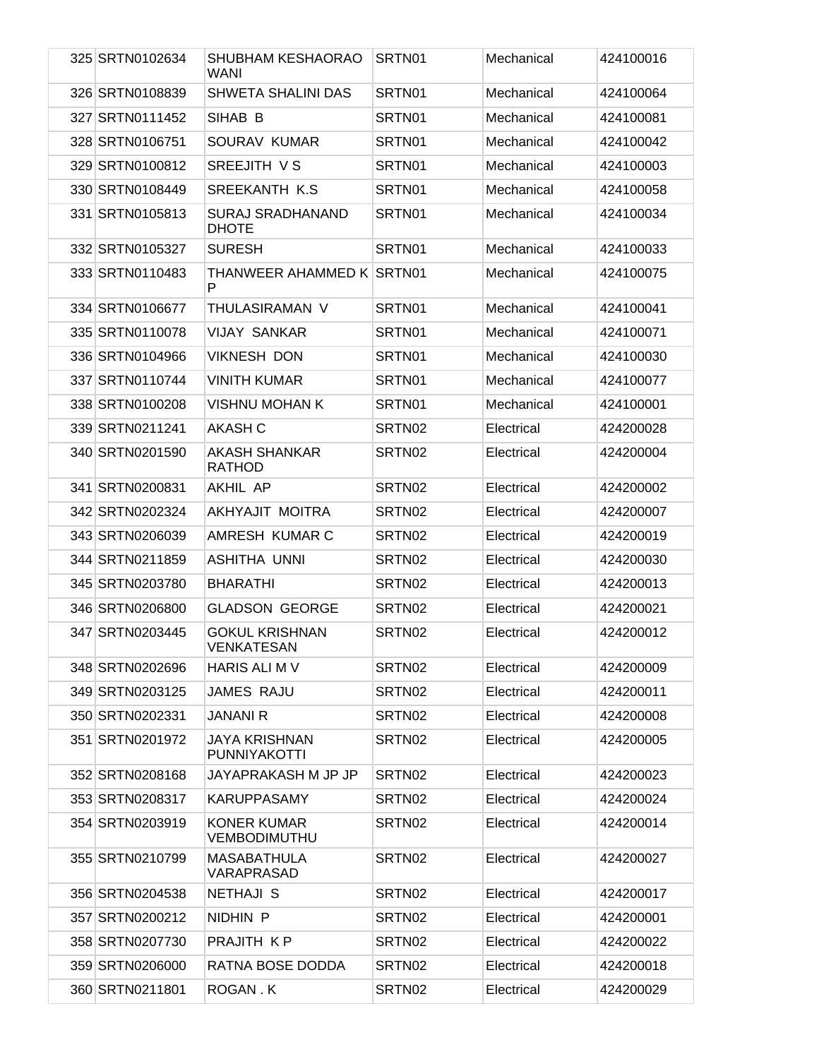| | | | | | |
|---|---|---|---|---|---|
| 325 | SRTN0102634 | SHUBHAM KESHAORAO WANI | SRTN01 | Mechanical | 424100016 |
| 326 | SRTN0108839 | SHWETA SHALINI DAS | SRTN01 | Mechanical | 424100064 |
| 327 | SRTN0111452 | SIHAB B | SRTN01 | Mechanical | 424100081 |
| 328 | SRTN0106751 | SOURAV KUMAR | SRTN01 | Mechanical | 424100042 |
| 329 | SRTN0100812 | SREEJITH V S | SRTN01 | Mechanical | 424100003 |
| 330 | SRTN0108449 | SREEKANTH K.S | SRTN01 | Mechanical | 424100058 |
| 331 | SRTN0105813 | SURAJ SRADHANAND DHOTE | SRTN01 | Mechanical | 424100034 |
| 332 | SRTN0105327 | SURESH | SRTN01 | Mechanical | 424100033 |
| 333 | SRTN0110483 | THANWEER AHAMMED K P | SRTN01 | Mechanical | 424100075 |
| 334 | SRTN0106677 | THULASIRAMAN V | SRTN01 | Mechanical | 424100041 |
| 335 | SRTN0110078 | VIJAY SANKAR | SRTN01 | Mechanical | 424100071 |
| 336 | SRTN0104966 | VIKNESH DON | SRTN01 | Mechanical | 424100030 |
| 337 | SRTN0110744 | VINITH KUMAR | SRTN01 | Mechanical | 424100077 |
| 338 | SRTN0100208 | VISHNU MOHAN K | SRTN01 | Mechanical | 424100001 |
| 339 | SRTN0211241 | AKASH C | SRTN02 | Electrical | 424200028 |
| 340 | SRTN0201590 | AKASH SHANKAR RATHOD | SRTN02 | Electrical | 424200004 |
| 341 | SRTN0200831 | AKHIL AP | SRTN02 | Electrical | 424200002 |
| 342 | SRTN0202324 | AKHYAJIT MOITRA | SRTN02 | Electrical | 424200007 |
| 343 | SRTN0206039 | AMRESH KUMAR C | SRTN02 | Electrical | 424200019 |
| 344 | SRTN0211859 | ASHITHA UNNI | SRTN02 | Electrical | 424200030 |
| 345 | SRTN0203780 | BHARATHI | SRTN02 | Electrical | 424200013 |
| 346 | SRTN0206800 | GLADSON GEORGE | SRTN02 | Electrical | 424200021 |
| 347 | SRTN0203445 | GOKUL KRISHNAN VENKATESAN | SRTN02 | Electrical | 424200012 |
| 348 | SRTN0202696 | HARIS ALI M V | SRTN02 | Electrical | 424200009 |
| 349 | SRTN0203125 | JAMES RAJU | SRTN02 | Electrical | 424200011 |
| 350 | SRTN0202331 | JANANI R | SRTN02 | Electrical | 424200008 |
| 351 | SRTN0201972 | JAYA KRISHNAN PUNNIYAKOTTI | SRTN02 | Electrical | 424200005 |
| 352 | SRTN0208168 | JAYAPRAKASH M JP JP | SRTN02 | Electrical | 424200023 |
| 353 | SRTN0208317 | KARUPPASAMY | SRTN02 | Electrical | 424200024 |
| 354 | SRTN0203919 | KONER KUMAR VEMBODIMUTHU | SRTN02 | Electrical | 424200014 |
| 355 | SRTN0210799 | MASABATHULA VARAPRASAD | SRTN02 | Electrical | 424200027 |
| 356 | SRTN0204538 | NETHAJI S | SRTN02 | Electrical | 424200017 |
| 357 | SRTN0200212 | NIDHIN P | SRTN02 | Electrical | 424200001 |
| 358 | SRTN0207730 | PRAJITH K P | SRTN02 | Electrical | 424200022 |
| 359 | SRTN0206000 | RATNA BOSE DODDA | SRTN02 | Electrical | 424200018 |
| 360 | SRTN0211801 | ROGAN . K | SRTN02 | Electrical | 424200029 |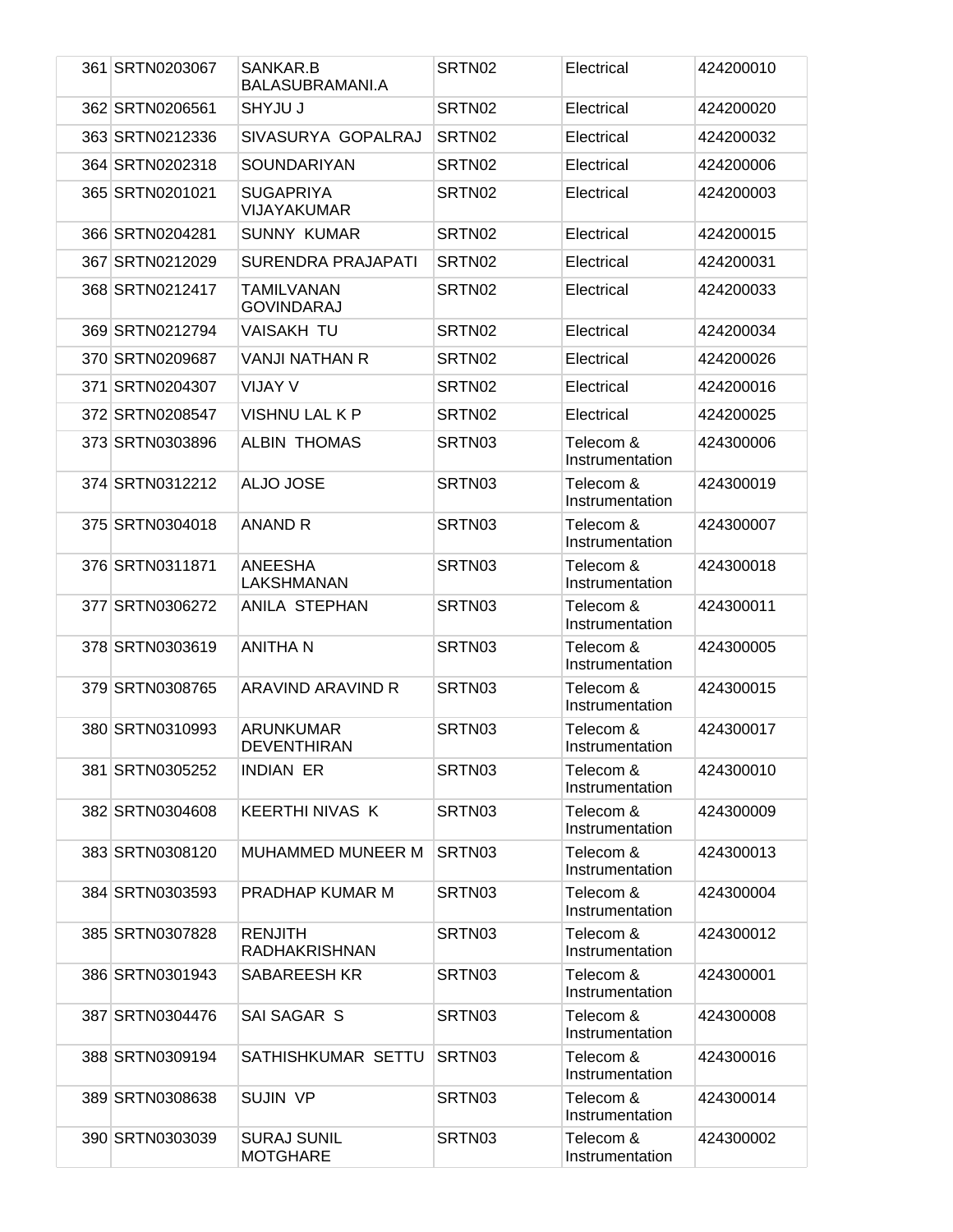| | | | | | |
|---|---|---|---|---|---|
| 361 | SRTN0203067 | SANKAR.B BALASUBRAMANI.A | SRTN02 | Electrical | 424200010 |
| 362 | SRTN0206561 | SHYJU J | SRTN02 | Electrical | 424200020 |
| 363 | SRTN0212336 | SIVASURYA GOPALRAJ | SRTN02 | Electrical | 424200032 |
| 364 | SRTN0202318 | SOUNDARIYAN | SRTN02 | Electrical | 424200006 |
| 365 | SRTN0201021 | SUGAPRIYA VIJAYAKUMAR | SRTN02 | Electrical | 424200003 |
| 366 | SRTN0204281 | SUNNY KUMAR | SRTN02 | Electrical | 424200015 |
| 367 | SRTN0212029 | SURENDRA PRAJAPATI | SRTN02 | Electrical | 424200031 |
| 368 | SRTN0212417 | TAMILVANAN GOVINDARAJ | SRTN02 | Electrical | 424200033 |
| 369 | SRTN0212794 | VAISAKH TU | SRTN02 | Electrical | 424200034 |
| 370 | SRTN0209687 | VANJI NATHAN R | SRTN02 | Electrical | 424200026 |
| 371 | SRTN0204307 | VIJAY V | SRTN02 | Electrical | 424200016 |
| 372 | SRTN0208547 | VISHNU LAL K P | SRTN02 | Electrical | 424200025 |
| 373 | SRTN0303896 | ALBIN THOMAS | SRTN03 | Telecom & Instrumentation | 424300006 |
| 374 | SRTN0312212 | ALJO JOSE | SRTN03 | Telecom & Instrumentation | 424300019 |
| 375 | SRTN0304018 | ANAND R | SRTN03 | Telecom & Instrumentation | 424300007 |
| 376 | SRTN0311871 | ANEESHA LAKSHMANAN | SRTN03 | Telecom & Instrumentation | 424300018 |
| 377 | SRTN0306272 | ANILA STEPHAN | SRTN03 | Telecom & Instrumentation | 424300011 |
| 378 | SRTN0303619 | ANITHA N | SRTN03 | Telecom & Instrumentation | 424300005 |
| 379 | SRTN0308765 | ARAVIND ARAVIND R | SRTN03 | Telecom & Instrumentation | 424300015 |
| 380 | SRTN0310993 | ARUNKUMAR DEVENTHIRAN | SRTN03 | Telecom & Instrumentation | 424300017 |
| 381 | SRTN0305252 | INDIAN ER | SRTN03 | Telecom & Instrumentation | 424300010 |
| 382 | SRTN0304608 | KEERTHI NIVAS K | SRTN03 | Telecom & Instrumentation | 424300009 |
| 383 | SRTN0308120 | MUHAMMED MUNEER M | SRTN03 | Telecom & Instrumentation | 424300013 |
| 384 | SRTN0303593 | PRADHAP KUMAR M | SRTN03 | Telecom & Instrumentation | 424300004 |
| 385 | SRTN0307828 | RENJITH RADHAKRISHNAN | SRTN03 | Telecom & Instrumentation | 424300012 |
| 386 | SRTN0301943 | SABAREESH KR | SRTN03 | Telecom & Instrumentation | 424300001 |
| 387 | SRTN0304476 | SAI SAGAR S | SRTN03 | Telecom & Instrumentation | 424300008 |
| 388 | SRTN0309194 | SATHISHKUMAR SETTU | SRTN03 | Telecom & Instrumentation | 424300016 |
| 389 | SRTN0308638 | SUJIN VP | SRTN03 | Telecom & Instrumentation | 424300014 |
| 390 | SRTN0303039 | SURAJ SUNIL MOTGHARE | SRTN03 | Telecom & Instrumentation | 424300002 |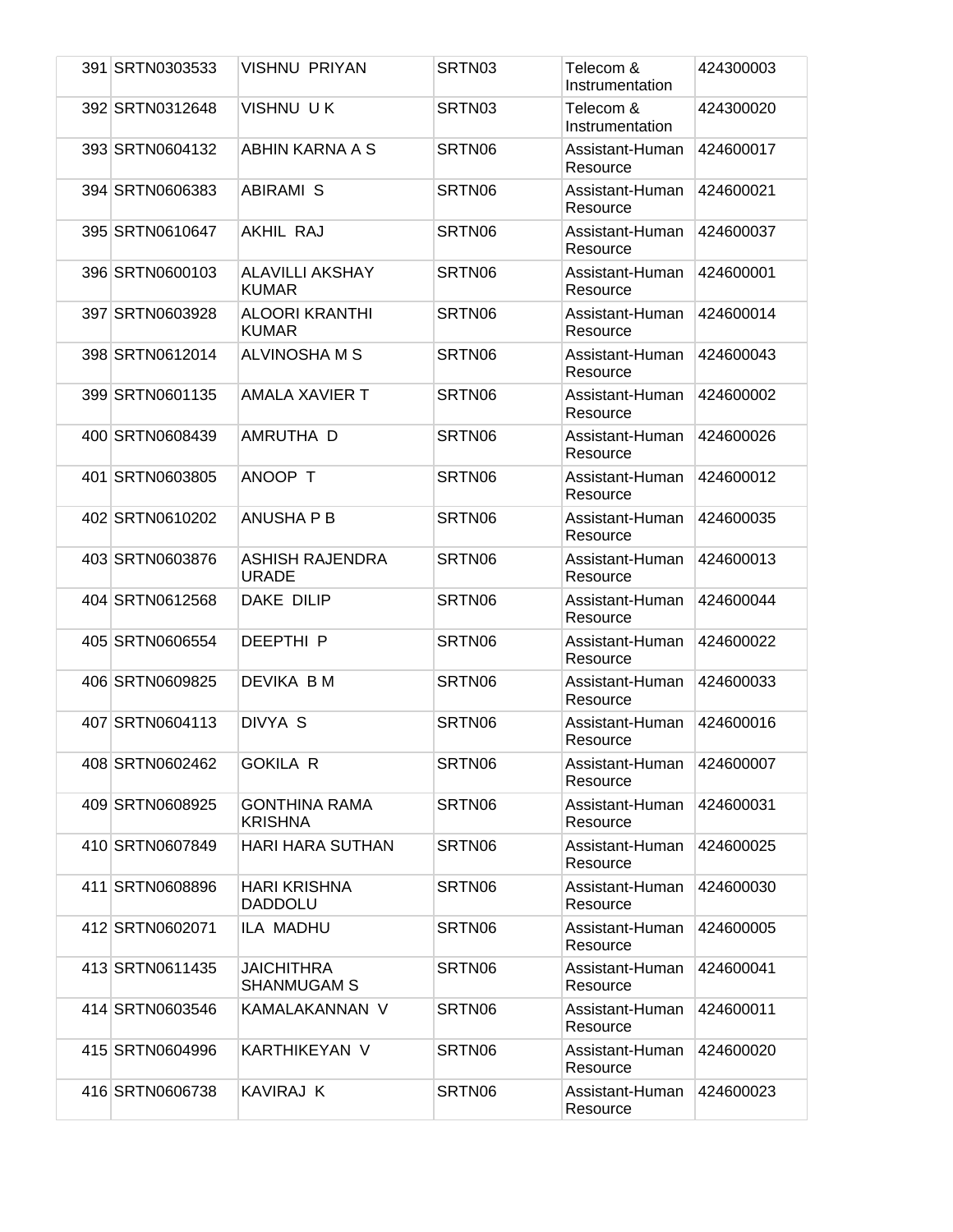| | | | | | |
|---|---|---|---|---|---|
| 391 | SRTN0303533 | VISHNU PRIYAN | SRTN03 | Telecom & Instrumentation | 424300003 |
| 392 | SRTN0312648 | VISHNU U K | SRTN03 | Telecom & Instrumentation | 424300020 |
| 393 | SRTN0604132 | ABHIN KARNA A S | SRTN06 | Assistant-Human Resource | 424600017 |
| 394 | SRTN0606383 | ABIRAMI S | SRTN06 | Assistant-Human Resource | 424600021 |
| 395 | SRTN0610647 | AKHIL RAJ | SRTN06 | Assistant-Human Resource | 424600037 |
| 396 | SRTN0600103 | ALAVILLI AKSHAY KUMAR | SRTN06 | Assistant-Human Resource | 424600001 |
| 397 | SRTN0603928 | ALOORI KRANTHI KUMAR | SRTN06 | Assistant-Human Resource | 424600014 |
| 398 | SRTN0612014 | ALVINOSHA M S | SRTN06 | Assistant-Human Resource | 424600043 |
| 399 | SRTN0601135 | AMALA XAVIER T | SRTN06 | Assistant-Human Resource | 424600002 |
| 400 | SRTN0608439 | AMRUTHA D | SRTN06 | Assistant-Human Resource | 424600026 |
| 401 | SRTN0603805 | ANOOP T | SRTN06 | Assistant-Human Resource | 424600012 |
| 402 | SRTN0610202 | ANUSHA P B | SRTN06 | Assistant-Human Resource | 424600035 |
| 403 | SRTN0603876 | ASHISH RAJENDRA URADE | SRTN06 | Assistant-Human Resource | 424600013 |
| 404 | SRTN0612568 | DAKE DILIP | SRTN06 | Assistant-Human Resource | 424600044 |
| 405 | SRTN0606554 | DEEPTHI P | SRTN06 | Assistant-Human Resource | 424600022 |
| 406 | SRTN0609825 | DEVIKA B M | SRTN06 | Assistant-Human Resource | 424600033 |
| 407 | SRTN0604113 | DIVYA S | SRTN06 | Assistant-Human Resource | 424600016 |
| 408 | SRTN0602462 | GOKILA R | SRTN06 | Assistant-Human Resource | 424600007 |
| 409 | SRTN0608925 | GONTHINA RAMA KRISHNA | SRTN06 | Assistant-Human Resource | 424600031 |
| 410 | SRTN0607849 | HARI HARA SUTHAN | SRTN06 | Assistant-Human Resource | 424600025 |
| 411 | SRTN0608896 | HARI KRISHNA DADDOLU | SRTN06 | Assistant-Human Resource | 424600030 |
| 412 | SRTN0602071 | ILA MADHU | SRTN06 | Assistant-Human Resource | 424600005 |
| 413 | SRTN0611435 | JAICHITHRA SHANMUGAM S | SRTN06 | Assistant-Human Resource | 424600041 |
| 414 | SRTN0603546 | KAMALAKANNAN V | SRTN06 | Assistant-Human Resource | 424600011 |
| 415 | SRTN0604996 | KARTHIKEYAN V | SRTN06 | Assistant-Human Resource | 424600020 |
| 416 | SRTN0606738 | KAVIRAJ K | SRTN06 | Assistant-Human Resource | 424600023 |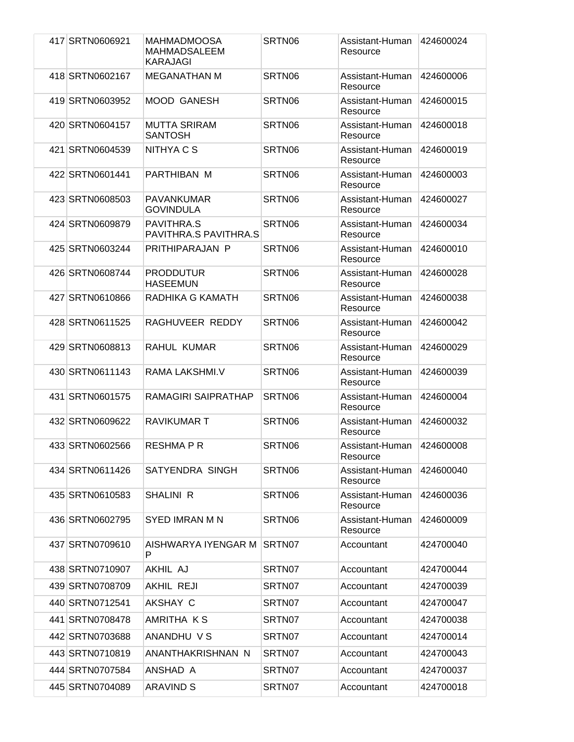| | | | | | |
|---|---|---|---|---|---|
| 417 | SRTN0606921 | MAHMADMOOSA MAHMADSALEEM KARAJAGI | SRTN06 | Assistant-Human Resource | 424600024 |
| 418 | SRTN0602167 | MEGANATHAN M | SRTN06 | Assistant-Human Resource | 424600006 |
| 419 | SRTN0603952 | MOOD GANESH | SRTN06 | Assistant-Human Resource | 424600015 |
| 420 | SRTN0604157 | MUTTA SRIRAM SANTOSH | SRTN06 | Assistant-Human Resource | 424600018 |
| 421 | SRTN0604539 | NITHYA C S | SRTN06 | Assistant-Human Resource | 424600019 |
| 422 | SRTN0601441 | PARTHIBAN M | SRTN06 | Assistant-Human Resource | 424600003 |
| 423 | SRTN0608503 | PAVANKUMAR GOVINDULA | SRTN06 | Assistant-Human Resource | 424600027 |
| 424 | SRTN0609879 | PAVITHRA.S PAVITHRA.S PAVITHRA.S | SRTN06 | Assistant-Human Resource | 424600034 |
| 425 | SRTN0603244 | PRITHIPARAJAN P | SRTN06 | Assistant-Human Resource | 424600010 |
| 426 | SRTN0608744 | PRODDUTUR HASEEMUN | SRTN06 | Assistant-Human Resource | 424600028 |
| 427 | SRTN0610866 | RADHIKA G KAMATH | SRTN06 | Assistant-Human Resource | 424600038 |
| 428 | SRTN0611525 | RAGHUVEER REDDY | SRTN06 | Assistant-Human Resource | 424600042 |
| 429 | SRTN0608813 | RAHUL KUMAR | SRTN06 | Assistant-Human Resource | 424600029 |
| 430 | SRTN0611143 | RAMA LAKSHMI.V | SRTN06 | Assistant-Human Resource | 424600039 |
| 431 | SRTN0601575 | RAMAGIRI SAIPRATHAP | SRTN06 | Assistant-Human Resource | 424600004 |
| 432 | SRTN0609622 | RAVIKUMAR T | SRTN06 | Assistant-Human Resource | 424600032 |
| 433 | SRTN0602566 | RESHMA P R | SRTN06 | Assistant-Human Resource | 424600008 |
| 434 | SRTN0611426 | SATYENDRA SINGH | SRTN06 | Assistant-Human Resource | 424600040 |
| 435 | SRTN0610583 | SHALINI R | SRTN06 | Assistant-Human Resource | 424600036 |
| 436 | SRTN0602795 | SYED IMRAN M N | SRTN06 | Assistant-Human Resource | 424600009 |
| 437 | SRTN0709610 | AISHWARYA IYENGAR M P | SRTN07 | Accountant | 424700040 |
| 438 | SRTN0710907 | AKHIL AJ | SRTN07 | Accountant | 424700044 |
| 439 | SRTN0708709 | AKHIL REJI | SRTN07 | Accountant | 424700039 |
| 440 | SRTN0712541 | AKSHAY C | SRTN07 | Accountant | 424700047 |
| 441 | SRTN0708478 | AMRITHA K S | SRTN07 | Accountant | 424700038 |
| 442 | SRTN0703688 | ANANDHU V S | SRTN07 | Accountant | 424700014 |
| 443 | SRTN0710819 | ANANTHAKRISHNAN N | SRTN07 | Accountant | 424700043 |
| 444 | SRTN0707584 | ANSHAD A | SRTN07 | Accountant | 424700037 |
| 445 | SRTN0704089 | ARAVIND S | SRTN07 | Accountant | 424700018 |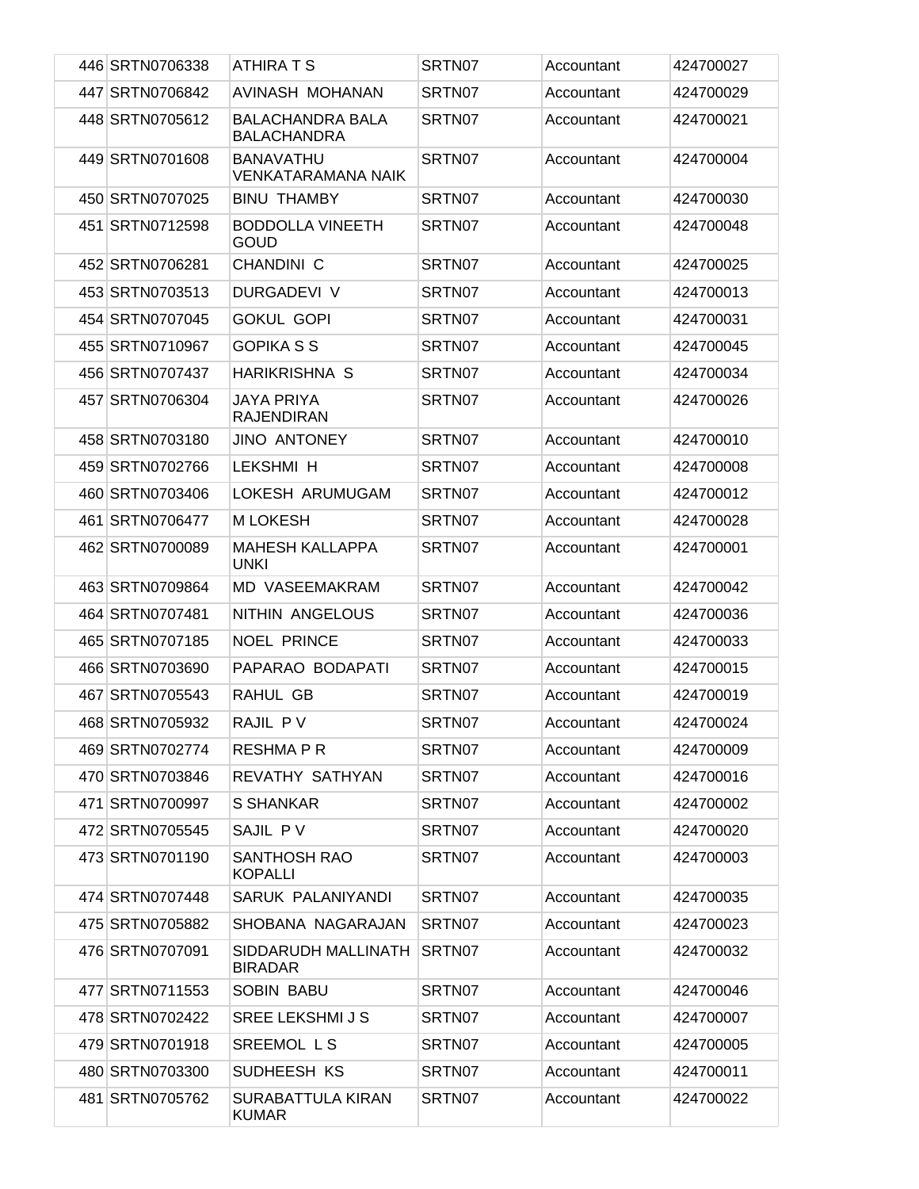| | | | | | |
|---|---|---|---|---|---|
| 446 | SRTN0706338 | ATHIRA T S | SRTN07 | Accountant | 424700027 |
| 447 | SRTN0706842 | AVINASH MOHANAN | SRTN07 | Accountant | 424700029 |
| 448 | SRTN0705612 | BALACHANDRA BALA BALACHANDRA | SRTN07 | Accountant | 424700021 |
| 449 | SRTN0701608 | BANAVATHU VENKATARAMANA NAIK | SRTN07 | Accountant | 424700004 |
| 450 | SRTN0707025 | BINU THAMBY | SRTN07 | Accountant | 424700030 |
| 451 | SRTN0712598 | BODDOLLA VINEETH GOUD | SRTN07 | Accountant | 424700048 |
| 452 | SRTN0706281 | CHANDINI C | SRTN07 | Accountant | 424700025 |
| 453 | SRTN0703513 | DURGADEVI V | SRTN07 | Accountant | 424700013 |
| 454 | SRTN0707045 | GOKUL GOPI | SRTN07 | Accountant | 424700031 |
| 455 | SRTN0710967 | GOPIKA S S | SRTN07 | Accountant | 424700045 |
| 456 | SRTN0707437 | HARIKRISHNA S | SRTN07 | Accountant | 424700034 |
| 457 | SRTN0706304 | JAYA PRIYA RAJENDIRAN | SRTN07 | Accountant | 424700026 |
| 458 | SRTN0703180 | JINO ANTONEY | SRTN07 | Accountant | 424700010 |
| 459 | SRTN0702766 | LEKSHMI H | SRTN07 | Accountant | 424700008 |
| 460 | SRTN0703406 | LOKESH ARUMUGAM | SRTN07 | Accountant | 424700012 |
| 461 | SRTN0706477 | M LOKESH | SRTN07 | Accountant | 424700028 |
| 462 | SRTN0700089 | MAHESH KALLAPPA UNKI | SRTN07 | Accountant | 424700001 |
| 463 | SRTN0709864 | MD VASEEMAKRAM | SRTN07 | Accountant | 424700042 |
| 464 | SRTN0707481 | NITHIN ANGELOUS | SRTN07 | Accountant | 424700036 |
| 465 | SRTN0707185 | NOEL PRINCE | SRTN07 | Accountant | 424700033 |
| 466 | SRTN0703690 | PAPARAO BODAPATI | SRTN07 | Accountant | 424700015 |
| 467 | SRTN0705543 | RAHUL GB | SRTN07 | Accountant | 424700019 |
| 468 | SRTN0705932 | RAJIL P V | SRTN07 | Accountant | 424700024 |
| 469 | SRTN0702774 | RESHMA P R | SRTN07 | Accountant | 424700009 |
| 470 | SRTN0703846 | REVATHY SATHYAN | SRTN07 | Accountant | 424700016 |
| 471 | SRTN0700997 | S SHANKAR | SRTN07 | Accountant | 424700002 |
| 472 | SRTN0705545 | SAJIL P V | SRTN07 | Accountant | 424700020 |
| 473 | SRTN0701190 | SANTHOSH RAO KOPALLI | SRTN07 | Accountant | 424700003 |
| 474 | SRTN0707448 | SARUK PALANIYANDI | SRTN07 | Accountant | 424700035 |
| 475 | SRTN0705882 | SHOBANA NAGARAJAN | SRTN07 | Accountant | 424700023 |
| 476 | SRTN0707091 | SIDDARUDH MALLINATH BIRADAR | SRTN07 | Accountant | 424700032 |
| 477 | SRTN0711553 | SOBIN BABU | SRTN07 | Accountant | 424700046 |
| 478 | SRTN0702422 | SREE LEKSHMI J S | SRTN07 | Accountant | 424700007 |
| 479 | SRTN0701918 | SREEMOL L S | SRTN07 | Accountant | 424700005 |
| 480 | SRTN0703300 | SUDHEESH KS | SRTN07 | Accountant | 424700011 |
| 481 | SRTN0705762 | SURABATTULA KIRAN KUMAR | SRTN07 | Accountant | 424700022 |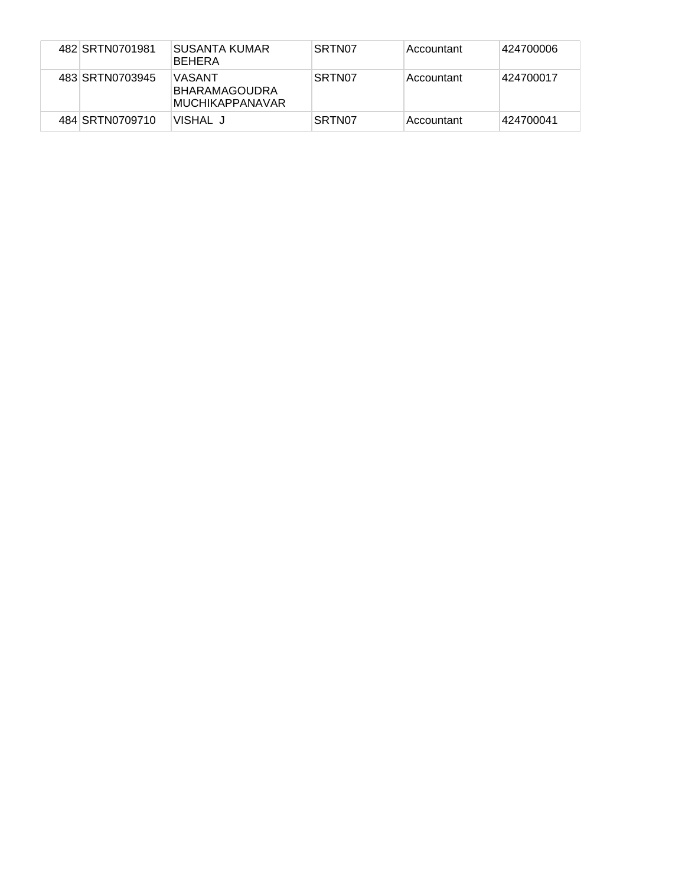| | | | | | |
|---|---|---|---|---|---|
| 482 | SRTN0701981 | SUSANTA KUMAR BEHERA | SRTN07 | Accountant | 424700006 |
| 483 | SRTN0703945 | VASANT BHARAMAGOUDRA MUCHIKAPPANAVAR | SRTN07 | Accountant | 424700017 |
| 484 | SRTN0709710 | VISHAL J | SRTN07 | Accountant | 424700041 |